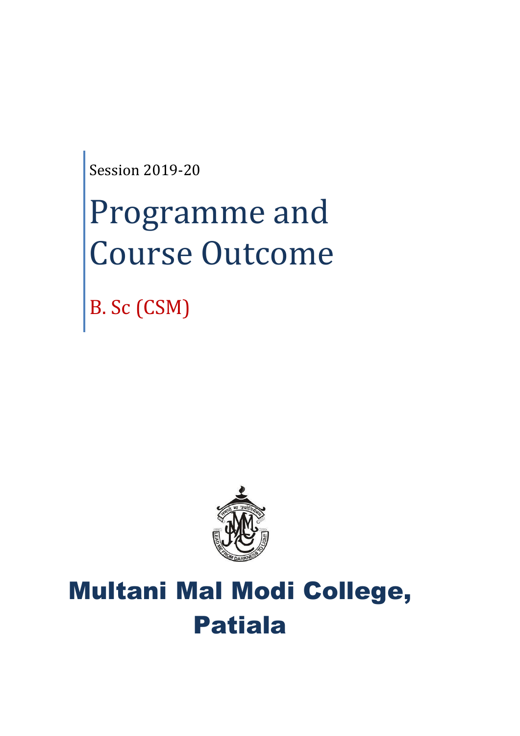Session 2019-20

# Programme and Course Outcome

## B. Sc (CSM)

# Multani Mal Modi College, Patiala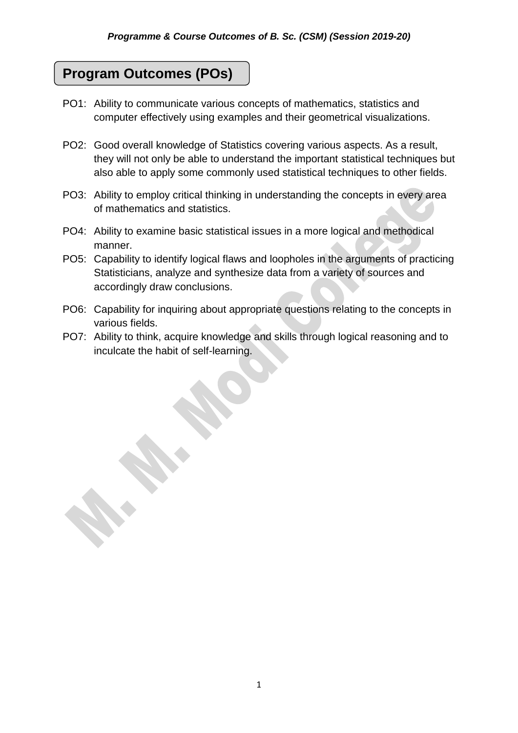## Program Outcomes (POs)

PO1: Ability to communicate various concepts of mathematics, statistics and computer effectively using examples and their geometrical visualizations.

PO2: Good overall knowledge of Statistics covering various aspects. As a result, they will not only be able to understand the important statistical techniques but also able to apply some commonly used statistical techniques to other fields.

PO3: Ability to employ critical thinking in understanding the concepts in every area of mathematics and statistics.

PO4: Ability to examine basic statistical issues in a more logical and methodical manner.

PO5: Capability to identify logical flaws and loopholes in the arguments of practicing Statisticians, analyze and synthesize data from a variety of sources and accordingly draw conclusions.

PO6: Capability for inquiring about appropriate questions relating to the concepts in various fields.

PO7: Ability to think, acquire knowledge and skills through logical reasoning and to inculcate the habit of self-learning.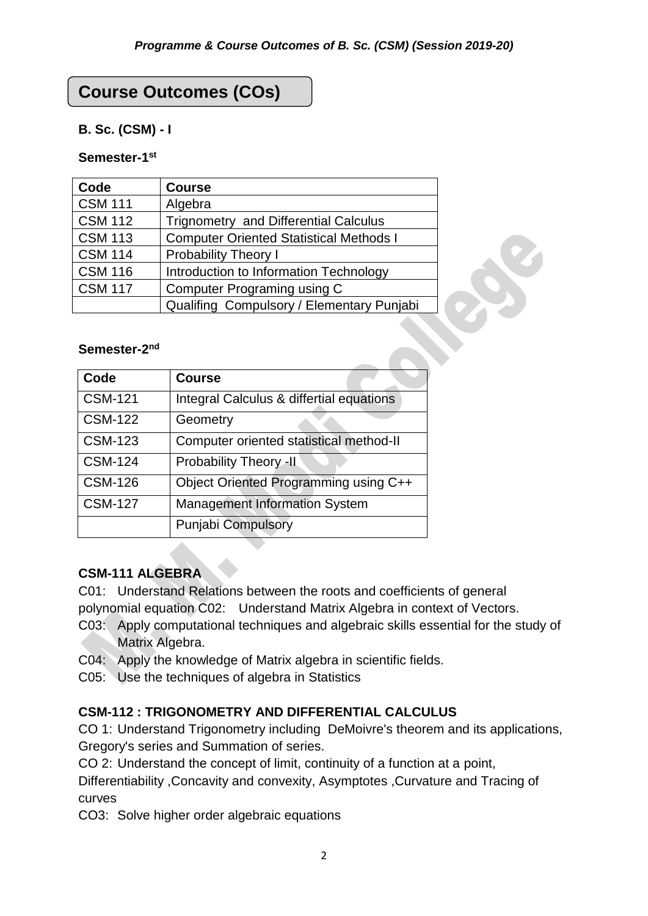## Course Outcomes (COs)

### B. Sc. (CSM) - I

**Semester-1st**

| Code | Course |
|---|---|
| CSM 111 | Algebra |
| CSM 112 | Trignometry and Differential Calculus |
| CSM 113 | Computer Oriented Statistical Methods I |
| CSM 114 | Probability Theory I |
| CSM 116 | Introduction to Information Technology |
| CSM 117 | Computer Programing using C |
| | Qualifing Compulsory / Elementary Punjabi |

**Semester-2nd**

| Code | Course |
|---|---|
| CSM-121 | Integral Calculus & differtial equations |
| CSM-122 | Geometry |
| CSM-123 | Computer oriented statistical method-II |
| CSM-124 | Probability Theory -II |
| CSM-126 | Object Oriented Programming using C++ |
| CSM-127 | Management Information System |
| | Punjabi Compulsory |

**CSM-111 ALGEBRA**

C01: Understand Relations between the roots and coefficients of general polynomial equation C02: Understand Matrix Algebra in context of Vectors.

C03: Apply computational techniques and algebraic skills essential for the study of Matrix Algebra.

C04: Apply the knowledge of Matrix algebra in scientific fields.

C05: Use the techniques of algebra in Statistics

**CSM-112 : TRIGONOMETRY AND DIFFERENTIAL CALCULUS**

CO 1: Understand Trigonometry including DeMoivre's theorem and its applications, Gregory's series and Summation of series.

CO 2: Understand the concept of limit, continuity of a function at a point, Differentiability ,Concavity and convexity, Asymptotes ,Curvature and Tracing of curves

CO3: Solve higher order algebraic equations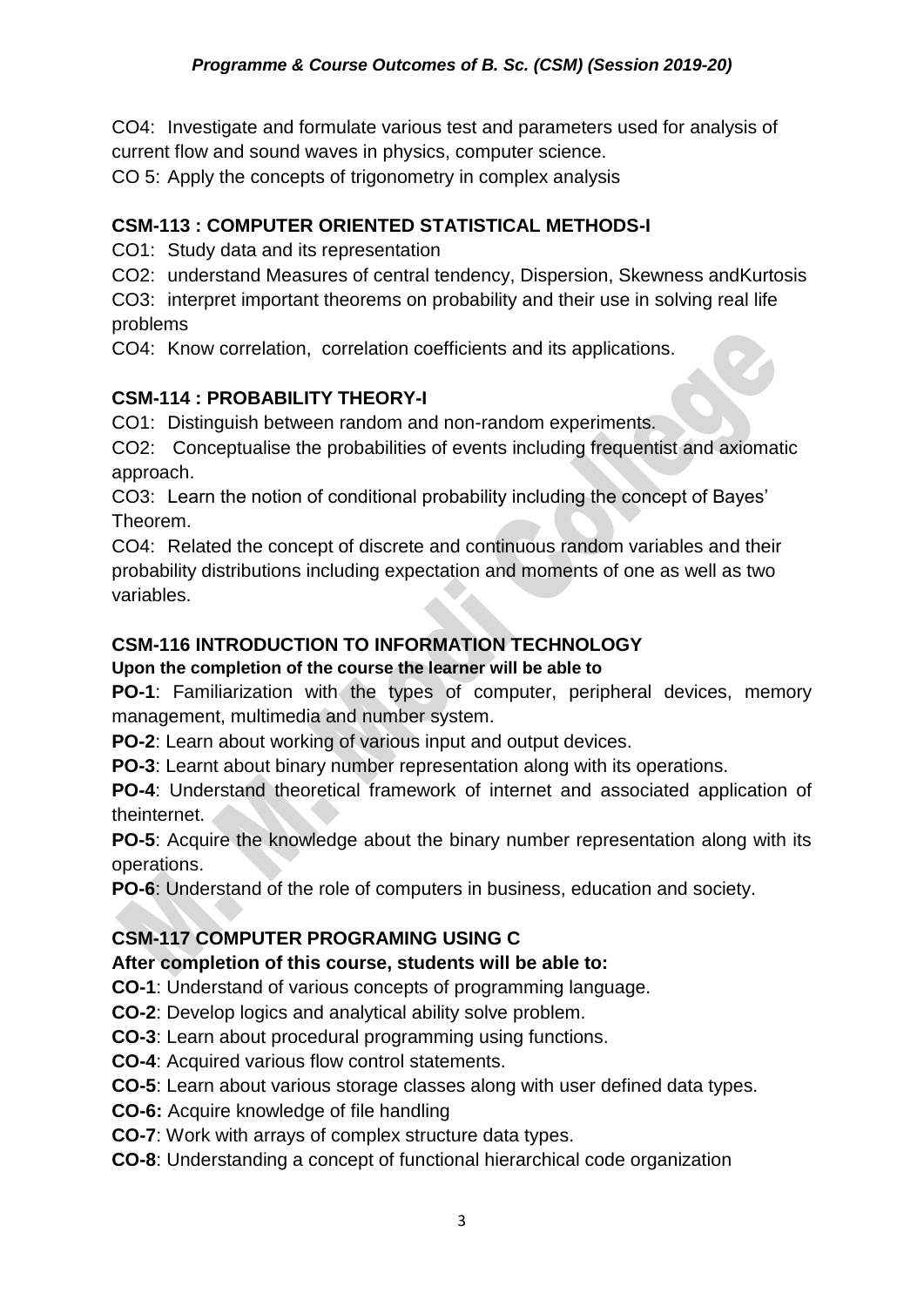CO4: Investigate and formulate various test and parameters used for analysis of current flow and sound waves in physics, computer science.

CO 5: Apply the concepts of trigonometry in complex analysis

### CSM-113 : COMPUTER ORIENTED STATISTICAL METHODS-I

CO1: Study data and its representation

CO2: understand Measures of central tendency, Dispersion, Skewness andKurtosis

CO3: interpret important theorems on probability and their use in solving real life problems

CO4: Know correlation, correlation coefficients and its applications.

### CSM-114 : PROBABILITY THEORY-I

CO1: Distinguish between random and non-random experiments.

CO2: Conceptualise the probabilities of events including frequentist and axiomatic approach.

CO3: Learn the notion of conditional probability including the concept of Bayes' Theorem.

CO4: Related the concept of discrete and continuous random variables and their probability distributions including expectation and moments of one as well as two variables.

### CSM-116 INTRODUCTION TO INFORMATION TECHNOLOGY

**Upon the completion of the course the learner will be able to**

**PO-1**: Familiarization with the types of computer, peripheral devices, memory management, multimedia and number system.

**PO-2**: Learn about working of various input and output devices.

**PO-3**: Learnt about binary number representation along with its operations.

**PO-4**: Understand theoretical framework of internet and associated application of theinternet.

**PO-5**: Acquire the knowledge about the binary number representation along with its operations.

**PO-6**: Understand of the role of computers in business, education and society.

### CSM-117 COMPUTER PROGRAMING USING C

**After completion of this course, students will be able to:**

**CO-1**: Understand of various concepts of programming language.

**CO-2**: Develop logics and analytical ability solve problem.

**CO-3**: Learn about procedural programming using functions.

**CO-4**: Acquired various flow control statements.

**CO-5**: Learn about various storage classes along with user defined data types.

**CO-6:** Acquire knowledge of file handling

**CO-7**: Work with arrays of complex structure data types.

**CO-8**: Understanding a concept of functional hierarchical code organization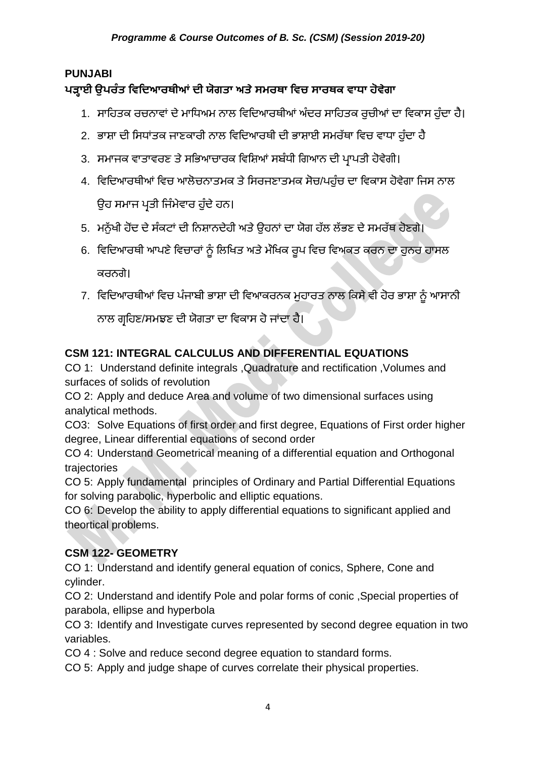## PUNJABI

### ਪੜ੍ਹਾਈ ਉਪਰੰਤ ਵਿਦਿਆਰਥੀਆਂ ਦੀ ਯੋਗਤਾ ਅਤੇ ਸਮਰਥਾ ਵਿਚ ਸਾਰਥਕ ਵਾਧਾ ਹੋਵੇਗਾ

1. ਸਾਹਿਤਕ ਰਚਨਾਵਾਂ ਦੇ ਮਾਧਿਅਮ ਨਾਲ ਵਿਦਿਆਰਥੀਆਂ ਅੰਦਰ ਸਾਹਿਤਕ ਰੁਚੀਆਂ ਦਾ ਵਿਕਾਸ ਹੁੰਦਾ ਹੈ।
2. ਭਾਸ਼ਾ ਦੀ ਸਿਧਾਂਤਕ ਜਾਣਕਾਰੀ ਨਾਲ ਵਿਦਿਆਰਥੀ ਦੀ ਭਾਸ਼ਾਈ ਸਮਰੱਥਾ ਵਿਚ ਵਾਧਾ ਹੁੰਦਾ ਹੈ
3. ਸਮਾਜਕ ਵਾਤਾਵਰਣ ਤੇ ਸਭਿਆਚਾਰਕ ਵਿਸ਼ਿਆਂ ਸਬੰਧੀ ਗਿਆਨ ਦੀ ਪ੍ਰਾਪਤੀ ਹੋਵੇਗੀ।
4. ਵਿਦਿਆਰਥੀਆਂ ਵਿਚ ਆਲੋਚਨਾਤਮਕ ਤੇ ਸਿਰਜਣਾਤਮਕ ਸੋਚ/ਪਹੁੰਚ ਦਾ ਵਿਕਾਸ ਹੋਵੇਗਾ ਜਿਸ ਨਾਲ ਉਹ ਸਮਾਜ ਪ੍ਰਤੀ ਜਿੰਮੇਵਾਰ ਹੁੰਦੇ ਹਨ।
5. ਮਨੁੱਖੀ ਹੋਂਦ ਦੇ ਸੰਕਟਾਂ ਦੀ ਨਿਸ਼ਾਨਦੇਹੀ ਅਤੇ ਉਹਨਾਂ ਦਾ ਯੋਗ ਹੱਲ ਲੱਭਣ ਦੇ ਸਮਰੱਥ ਹੋਣਗੇ।
6. ਵਿਦਿਆਰਥੀ ਆਪਣੇ ਵਿਚਾਰਾਂ ਨੂੰ ਲਿਖਿਤ ਅਤੇ ਮੌਖਿਕ ਰੂਪ ਵਿਚ ਵਿਅਕਤ ਕਰਨ ਦਾ ਹੁਨਰ ਹਾਸਲ ਕਰਨਗੇ।
7. ਵਿਦਿਆਰਥੀਆਂ ਵਿਚ ਪੰਜਾਬੀ ਭਾਸ਼ਾ ਦੀ ਵਿਆਕਰਨਕ ਮੁਹਾਰਤ ਨਾਲ ਕਿਸੇ ਵੀ ਹੋਰ ਭਾਸ਼ਾ ਨੂੰ ਆਸਾਨੀ ਨਾਲ ਗ੍ਰਹਿਣ/ਸਮਝਣ ਦੀ ਯੋਗਤਾ ਦਾ ਵਿਕਾਸ ਹੋ ਜਾਂਦਾ ਹੈ।

## CSM 121: INTEGRAL CALCULUS AND DIFFERENTIAL EQUATIONS

CO 1: Understand definite integrals ,Quadrature and rectification ,Volumes and surfaces of solids of revolution

CO 2: Apply and deduce Area and volume of two dimensional surfaces using analytical methods.

CO3: Solve Equations of first order and first degree, Equations of First order higher degree, Linear differential equations of second order

CO 4: Understand Geometrical meaning of a differential equation and Orthogonal trajectories

CO 5: Apply fundamental principles of Ordinary and Partial Differential Equations for solving parabolic, hyperbolic and elliptic equations.

CO 6: Develop the ability to apply differential equations to significant applied and theortical problems.

## CSM 122- GEOMETRY

CO 1: Understand and identify general equation of conics, Sphere, Cone and cylinder.

CO 2: Understand and identify Pole and polar forms of conic ,Special properties of parabola, ellipse and hyperbola

CO 3: Identify and Investigate curves represented by second degree equation in two variables.

CO 4 : Solve and reduce second degree equation to standard forms.

CO 5: Apply and judge shape of curves correlate their physical properties.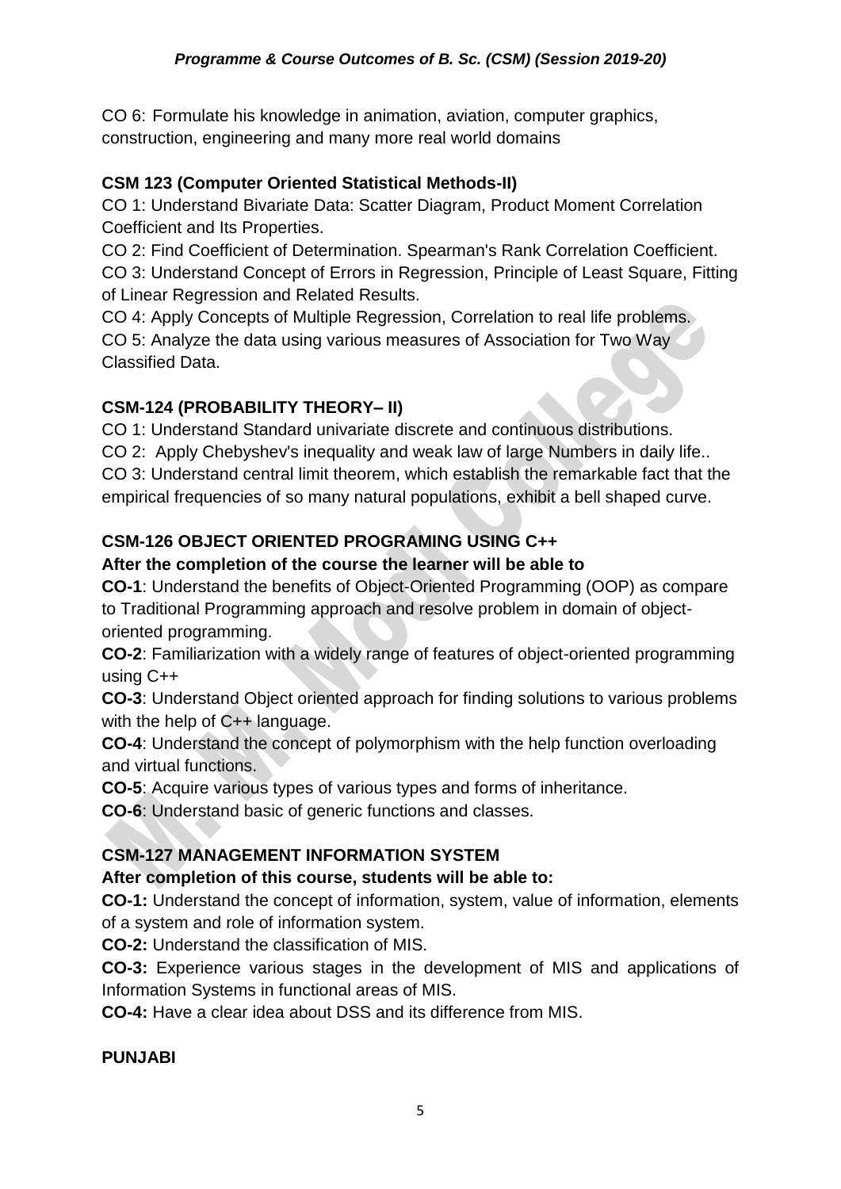CO 6: Formulate his knowledge in animation, aviation, computer graphics, construction, engineering and many more real world domains

**CSM 123 (Computer Oriented Statistical Methods-II)**

CO 1: Understand Bivariate Data: Scatter Diagram, Product Moment Correlation Coefficient and Its Properties.

CO 2: Find Coefficient of Determination. Spearman's Rank Correlation Coefficient.

CO 3: Understand Concept of Errors in Regression, Principle of Least Square, Fitting of Linear Regression and Related Results.

CO 4: Apply Concepts of Multiple Regression, Correlation to real life problems.

CO 5: Analyze the data using various measures of Association for Two Way Classified Data.

**CSM-124 (PROBABILITY THEORY– II)**

CO 1: Understand Standard univariate discrete and continuous distributions.

CO 2: Apply Chebyshev's inequality and weak law of large Numbers in daily life..

CO 3: Understand central limit theorem, which establish the remarkable fact that the empirical frequencies of so many natural populations, exhibit a bell shaped curve.

**CSM-126 OBJECT ORIENTED PROGRAMING USING C++**

**After the completion of the course the learner will be able to**

**CO-1**: Understand the benefits of Object-Oriented Programming (OOP) as compare to Traditional Programming approach and resolve problem in domain of object-oriented programming.

**CO-2**: Familiarization with a widely range of features of object-oriented programming using C++

**CO-3**: Understand Object oriented approach for finding solutions to various problems with the help of C++ language.

**CO-4**: Understand the concept of polymorphism with the help function overloading and virtual functions.

**CO-5**: Acquire various types of various types and forms of inheritance.

**CO-6**: Understand basic of generic functions and classes.

**CSM-127 MANAGEMENT INFORMATION SYSTEM**

**After completion of this course, students will be able to:**

**CO-1:** Understand the concept of information, system, value of information, elements of a system and role of information system.

**CO-2:** Understand the classification of MIS.

**CO-3:** Experience various stages in the development of MIS and applications of Information Systems in functional areas of MIS.

**CO-4:** Have a clear idea about DSS and its difference from MIS.

**PUNJABI**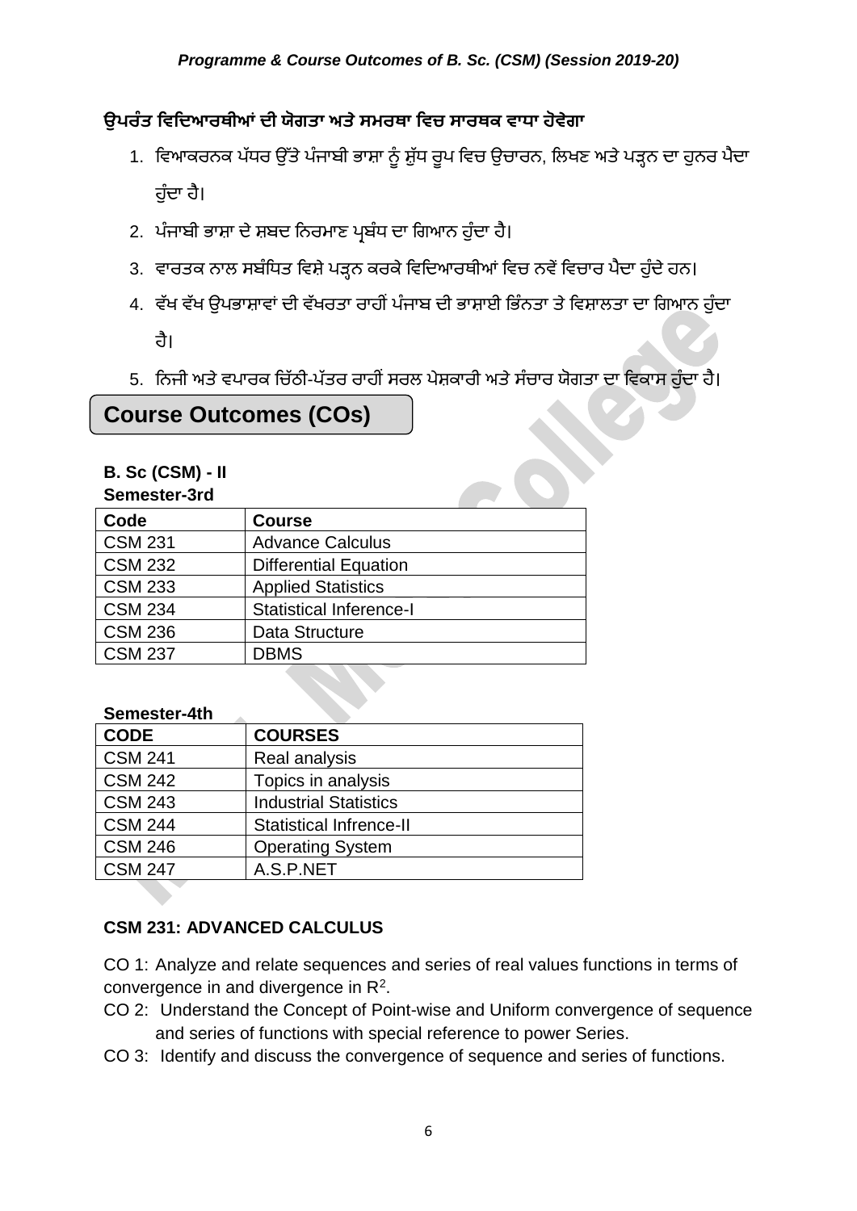**ਉਪਰੰਤ ਵਿਦਿਆਰਥੀਆਂ ਦੀ ਯੋਗਤਾ ਅਤੇ ਸਮਰਥਾ ਵਿਚ ਸਾਰਥਕ ਵਾਧਾ ਹੋਵੇਗਾ**

1. ਵਿਆਕਰਨਕ ਪੱਧਰ ਉੱਤੇ ਪੰਜਾਬੀ ਭਾਸ਼ਾ ਨੂੰ ਸ਼ੁੱਧ ਰੂਪ ਵਿਚ ਉਚਾਰਨ, ਲਿਖਣ ਅਤੇ ਪੜ੍ਹਨ ਦਾ ਹੁਨਰ ਪੈਦਾ ਹੁੰਦਾ ਹੈ।
2. ਪੰਜਾਬੀ ਭਾਸ਼ਾ ਦੇ ਸ਼ਬਦ ਨਿਰਮਾਣ ਪ੍ਰਬੰਧ ਦਾ ਗਿਆਨ ਹੁੰਦਾ ਹੈ।
3. ਵਾਰਤਕ ਨਾਲ ਸਬੰਧਿਤ ਵਿਸ਼ੇ ਪੜ੍ਹਨ ਕਰਕੇ ਵਿਦਿਆਰਥੀਆਂ ਵਿਚ ਨਵੇਂ ਵਿਚਾਰ ਪੈਦਾ ਹੁੰਦੇ ਹਨ।
4. ਵੱਖ ਵੱਖ ਉਪਭਾਸ਼ਾਵਾਂ ਦੀ ਵੱਖਰਤਾ ਰਾਹੀਂ ਪੰਜਾਬ ਦੀ ਭਾਸ਼ਾਈ ਭਿੰਨਤਾ ਤੇ ਵਿਸ਼ਾਲਤਾ ਦਾ ਗਿਆਨ ਹੁੰਦਾ ਹੈ।
5. ਨਿਜੀ ਅਤੇ ਵਪਾਰਕ ਚਿੱਠੀ-ਪੱਤਰ ਰਾਹੀਂ ਸਰਲ ਪੇਸ਼ਕਾਰੀ ਅਤੇ ਸੰਚਾਰ ਯੋਗਤਾ ਦਾ ਵਿਕਾਸ ਹੁੰਦਾ ਹੈ।

## Course Outcomes (COs)

**B. Sc (CSM) - II**
**Semester-3rd**

| Code | Course |
|---|---|
| CSM 231 | Advance Calculus |
| CSM 232 | Differential Equation |
| CSM 233 | Applied Statistics |
| CSM 234 | Statistical Inference-I |
| CSM 236 | Data Structure |
| CSM 237 | DBMS |

**Semester-4th**

| CODE | COURSES |
|---|---|
| CSM 241 | Real analysis |
| CSM 242 | Topics in analysis |
| CSM 243 | Industrial Statistics |
| CSM 244 | Statistical Infrence-II |
| CSM 246 | Operating System |
| CSM 247 | A.S.P.NET |

### CSM 231: ADVANCED CALCULUS

CO 1: Analyze and relate sequences and series of real values functions in terms of convergence in and divergence in $R^2$.

CO 2: Understand the Concept of Point-wise and Uniform convergence of sequence and series of functions with special reference to power Series.

CO 3: Identify and discuss the convergence of sequence and series of functions.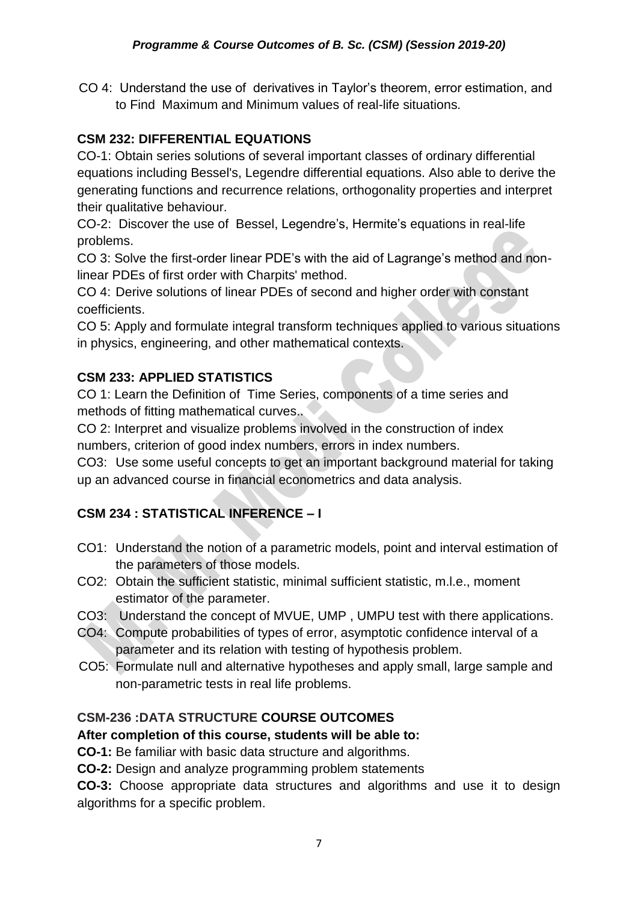CO 4: Understand the use of derivatives in Taylor's theorem, error estimation, and to Find Maximum and Minimum values of real-life situations.

## CSM 232: DIFFERENTIAL EQUATIONS

CO-1: Obtain series solutions of several important classes of ordinary differential equations including Bessel's, Legendre differential equations. Also able to derive the generating functions and recurrence relations, orthogonality properties and interpret their qualitative behaviour.

CO-2: Discover the use of Bessel, Legendre's, Hermite's equations in real-life problems.

CO 3: Solve the first-order linear PDE's with the aid of Lagrange's method and non-linear PDEs of first order with Charpits' method.

CO 4: Derive solutions of linear PDEs of second and higher order with constant coefficients.

CO 5: Apply and formulate integral transform techniques applied to various situations in physics, engineering, and other mathematical contexts.

## CSM 233: APPLIED STATISTICS

CO 1: Learn the Definition of Time Series, components of a time series and methods of fitting mathematical curves..

CO 2: Interpret and visualize problems involved in the construction of index numbers, criterion of good index numbers, errors in index numbers.

CO3: Use some useful concepts to get an important background material for taking up an advanced course in financial econometrics and data analysis.

## CSM 234 : STATISTICAL INFERENCE – I

CO1: Understand the notion of a parametric models, point and interval estimation of the parameters of those models.

CO2: Obtain the sufficient statistic, minimal sufficient statistic, m.l.e., moment estimator of the parameter.

CO3: Understand the concept of MVUE, UMP , UMPU test with there applications.

CO4: Compute probabilities of types of error, asymptotic confidence interval of a parameter and its relation with testing of hypothesis problem.

CO5: Formulate null and alternative hypotheses and apply small, large sample and non-parametric tests in real life problems.

## CSM-236 :DATA STRUCTURE COURSE OUTCOMES

**After completion of this course, students will be able to:**

**CO-1:** Be familiar with basic data structure and algorithms.

**CO-2:** Design and analyze programming problem statements

**CO-3:** Choose appropriate data structures and algorithms and use it to design algorithms for a specific problem.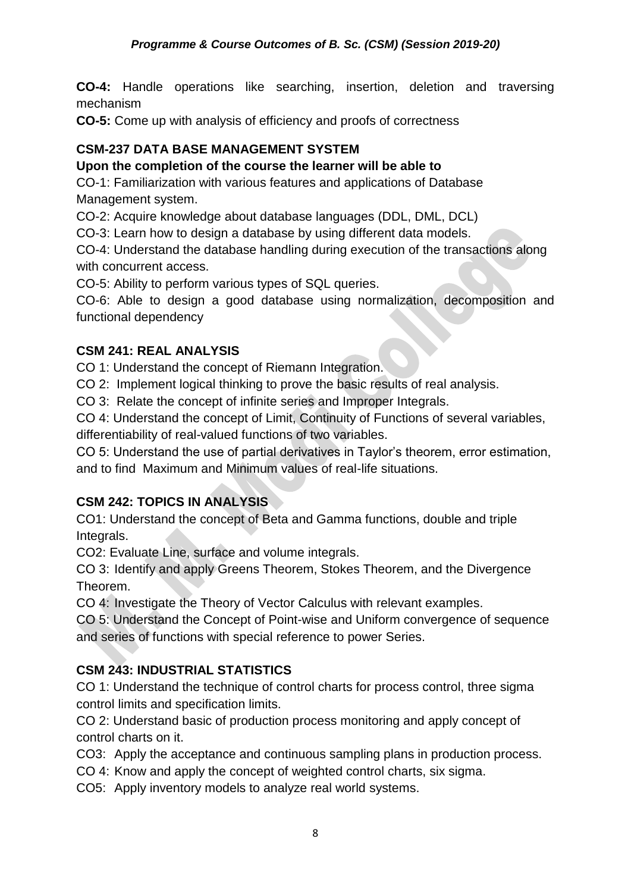**CO-4:** Handle operations like searching, insertion, deletion and traversing mechanism

**CO-5:** Come up with analysis of efficiency and proofs of correctness

### CSM-237 DATA BASE MANAGEMENT SYSTEM

**Upon the completion of the course the learner will be able to**

CO-1: Familiarization with various features and applications of Database Management system.

CO-2: Acquire knowledge about database languages (DDL, DML, DCL)

CO-3: Learn how to design a database by using different data models.

CO-4: Understand the database handling during execution of the transactions along with concurrent access.

CO-5: Ability to perform various types of SQL queries.

CO-6: Able to design a good database using normalization, decomposition and functional dependency

### CSM 241: REAL ANALYSIS

CO 1: Understand the concept of Riemann Integration.

CO 2: Implement logical thinking to prove the basic results of real analysis.

CO 3: Relate the concept of infinite series and Improper Integrals.

CO 4: Understand the concept of Limit, Continuity of Functions of several variables, differentiability of real-valued functions of two variables.

CO 5: Understand the use of partial derivatives in Taylor's theorem, error estimation, and to find Maximum and Minimum values of real-life situations.

### CSM 242: TOPICS IN ANALYSIS

CO1: Understand the concept of Beta and Gamma functions, double and triple Integrals.

CO2: Evaluate Line, surface and volume integrals.

CO 3: Identify and apply Greens Theorem, Stokes Theorem, and the Divergence Theorem.

CO 4: Investigate the Theory of Vector Calculus with relevant examples.

CO 5: Understand the Concept of Point-wise and Uniform convergence of sequence and series of functions with special reference to power Series.

### CSM 243: INDUSTRIAL STATISTICS

CO 1: Understand the technique of control charts for process control, three sigma control limits and specification limits.

CO 2: Understand basic of production process monitoring and apply concept of control charts on it.

CO3: Apply the acceptance and continuous sampling plans in production process.

CO 4: Know and apply the concept of weighted control charts, six sigma.

CO5: Apply inventory models to analyze real world systems.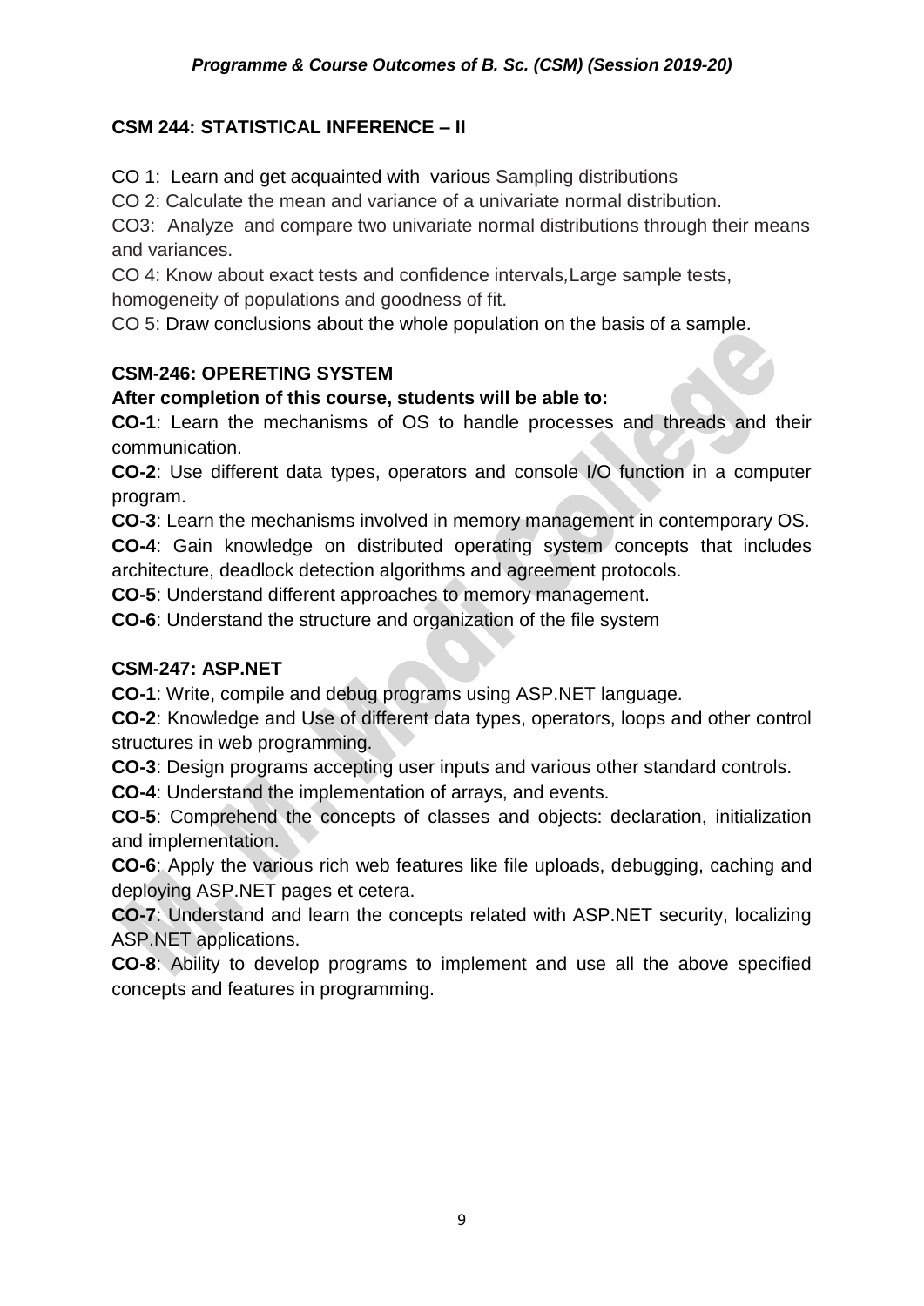## CSM 244: STATISTICAL INFERENCE – II

CO 1: Learn and get acquainted with various Sampling distributions

CO 2: Calculate the mean and variance of a univariate normal distribution.

CO3: Analyze and compare two univariate normal distributions through their means and variances.

CO 4: Know about exact tests and confidence intervals,Large sample tests, homogeneity of populations and goodness of fit.

CO 5: Draw conclusions about the whole population on the basis of a sample.

## CSM-246: OPERETING SYSTEM

**After completion of this course, students will be able to:**

**CO-1**: Learn the mechanisms of OS to handle processes and threads and their communication.

**CO-2**: Use different data types, operators and console I/O function in a computer program.

**CO-3**: Learn the mechanisms involved in memory management in contemporary OS.

**CO-4**: Gain knowledge on distributed operating system concepts that includes architecture, deadlock detection algorithms and agreement protocols.

**CO-5**: Understand different approaches to memory management.

**CO-6**: Understand the structure and organization of the file system

## CSM-247: ASP.NET

**CO-1**: Write, compile and debug programs using ASP.NET language.

**CO-2**: Knowledge and Use of different data types, operators, loops and other control structures in web programming.

**CO-3**: Design programs accepting user inputs and various other standard controls.

**CO-4**: Understand the implementation of arrays, and events.

**CO-5**: Comprehend the concepts of classes and objects: declaration, initialization and implementation.

**CO-6**: Apply the various rich web features like file uploads, debugging, caching and deploying ASP.NET pages et cetera.

**CO-7**: Understand and learn the concepts related with ASP.NET security, localizing ASP.NET applications.

**CO-8**: Ability to develop programs to implement and use all the above specified concepts and features in programming.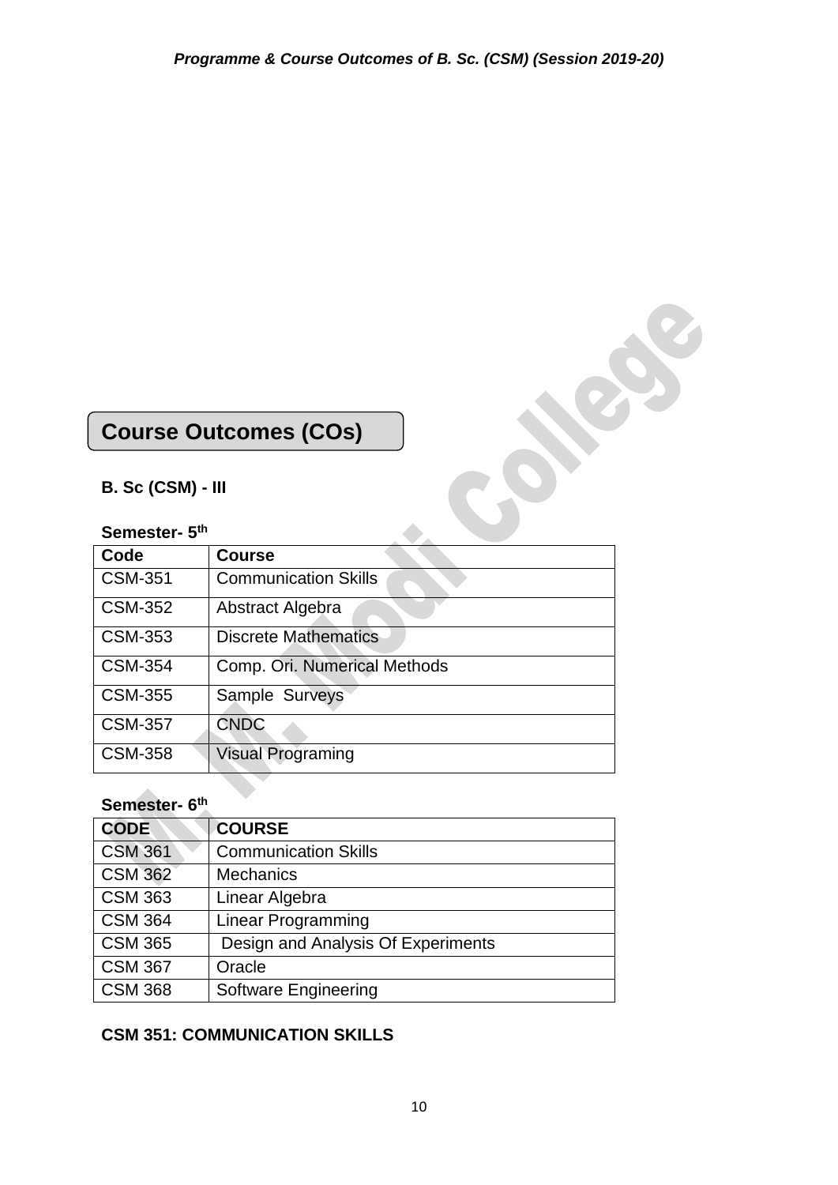## Course Outcomes (COs)

**B. Sc (CSM) - III**

**Semester- 5th**

| Code | Course |
|---|---|
| CSM-351 | Communication Skills |
| CSM-352 | Abstract Algebra |
| CSM-353 | Discrete Mathematics |
| CSM-354 | Comp. Ori. Numerical Methods |
| CSM-355 | Sample Surveys |
| CSM-357 | CNDC |
| CSM-358 | Visual Programing |

**Semester- 6th**

| CODE | COURSE |
|---|---|
| CSM 361 | Communication Skills |
| CSM 362 | Mechanics |
| CSM 363 | Linear Algebra |
| CSM 364 | Linear Programming |
| CSM 365 | Design and Analysis Of Experiments |
| CSM 367 | Oracle |
| CSM 368 | Software Engineering |

**CSM 351: COMMUNICATION SKILLS**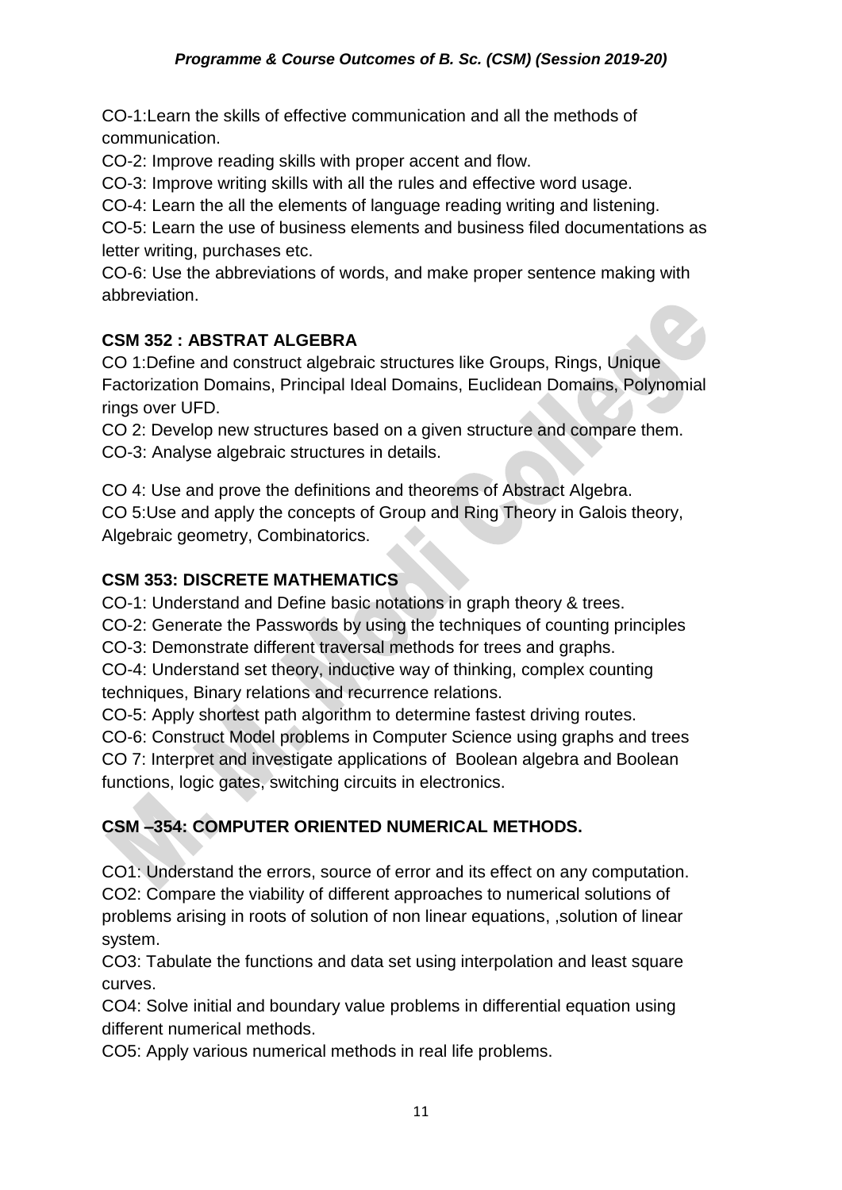CO-1:Learn the skills of effective communication and all the methods of communication.

CO-2: Improve reading skills with proper accent and flow.

CO-3: Improve writing skills with all the rules and effective word usage.

CO-4: Learn the all the elements of language reading writing and listening.

CO-5: Learn the use of business elements and business filed documentations as letter writing, purchases etc.

CO-6: Use the abbreviations of words, and make proper sentence making with abbreviation.

**CSM 352 : ABSTRAT ALGEBRA**

CO 1:Define and construct algebraic structures like Groups, Rings, Unique Factorization Domains, Principal Ideal Domains, Euclidean Domains, Polynomial rings over UFD.

CO 2: Develop new structures based on a given structure and compare them.

CO-3: Analyse algebraic structures in details.

CO 4: Use and prove the definitions and theorems of Abstract Algebra.

CO 5:Use and apply the concepts of Group and Ring Theory in Galois theory, Algebraic geometry, Combinatorics.

**CSM 353: DISCRETE MATHEMATICS**

CO-1: Understand and Define basic notations in graph theory & trees.

CO-2: Generate the Passwords by using the techniques of counting principles

CO-3: Demonstrate different traversal methods for trees and graphs.

CO-4: Understand set theory, inductive way of thinking, complex counting techniques, Binary relations and recurrence relations.

CO-5: Apply shortest path algorithm to determine fastest driving routes.

CO-6: Construct Model problems in Computer Science using graphs and trees

CO 7: Interpret and investigate applications of Boolean algebra and Boolean functions, logic gates, switching circuits in electronics.

**CSM –354: COMPUTER ORIENTED NUMERICAL METHODS.**

CO1: Understand the errors, source of error and its effect on any computation.

CO2: Compare the viability of different approaches to numerical solutions of problems arising in roots of solution of non linear equations, ,solution of linear system.

CO3: Tabulate the functions and data set using interpolation and least square curves.

CO4: Solve initial and boundary value problems in differential equation using different numerical methods.

CO5: Apply various numerical methods in real life problems.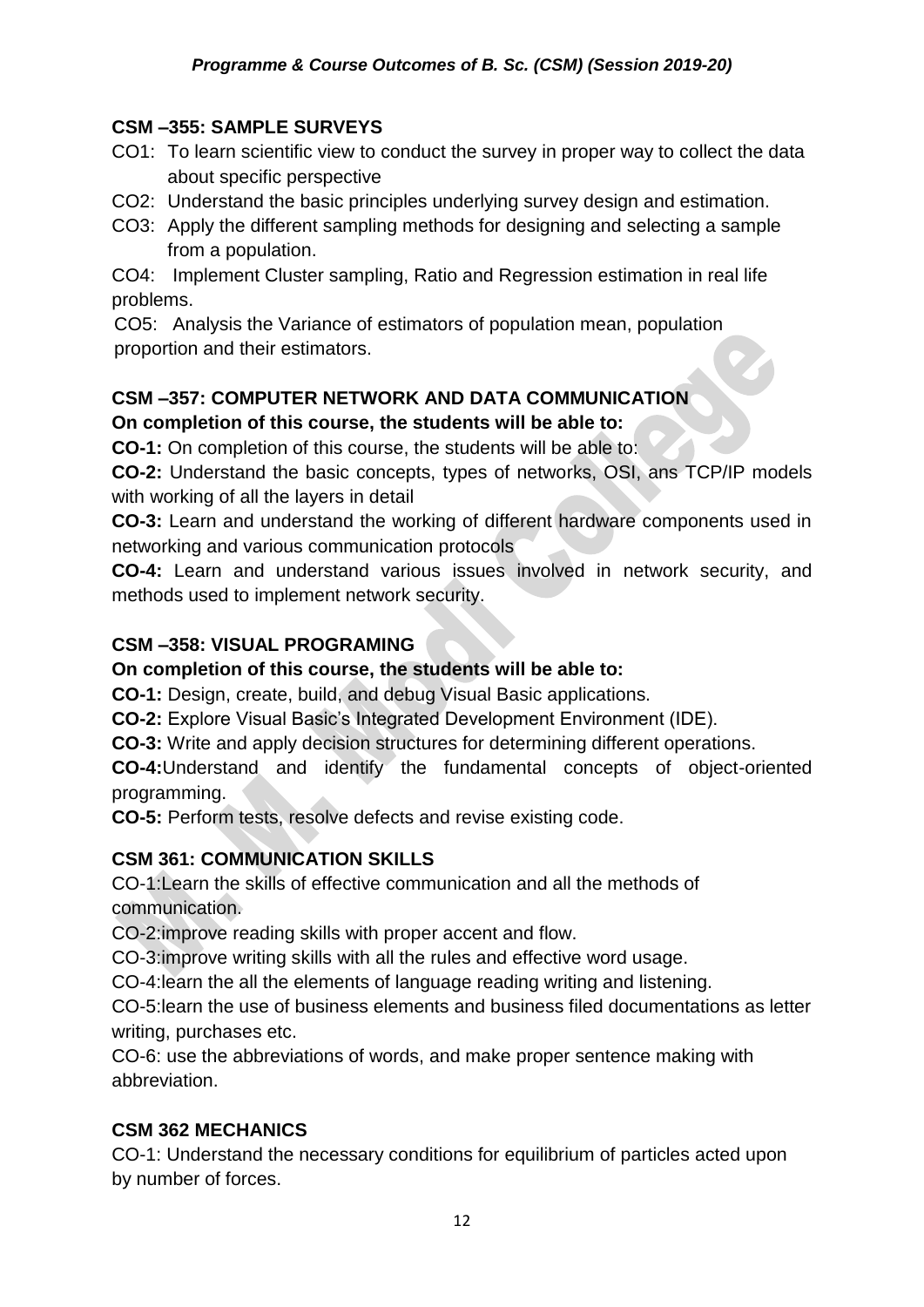### CSM –355: SAMPLE SURVEYS

CO1: To learn scientific view to conduct the survey in proper way to collect the data about specific perspective

CO2: Understand the basic principles underlying survey design and estimation.

CO3: Apply the different sampling methods for designing and selecting a sample from a population.

CO4: Implement Cluster sampling, Ratio and Regression estimation in real life problems.

CO5: Analysis the Variance of estimators of population mean, population proportion and their estimators.

### CSM –357: COMPUTER NETWORK AND DATA COMMUNICATION

**On completion of this course, the students will be able to:**

**CO-1:** On completion of this course, the students will be able to:

**CO-2:** Understand the basic concepts, types of networks, OSI, ans TCP/IP models with working of all the layers in detail

**CO-3:** Learn and understand the working of different hardware components used in networking and various communication protocols

**CO-4:** Learn and understand various issues involved in network security, and methods used to implement network security.

### CSM –358: VISUAL PROGRAMING

**On completion of this course, the students will be able to:**

**CO-1:** Design, create, build, and debug Visual Basic applications.

**CO-2:** Explore Visual Basic's Integrated Development Environment (IDE).

**CO-3:** Write and apply decision structures for determining different operations.

**CO-4:**Understand and identify the fundamental concepts of object-oriented programming.

**CO-5:** Perform tests, resolve defects and revise existing code.

### CSM 361: COMMUNICATION SKILLS

CO-1:Learn the skills of effective communication and all the methods of communication.

CO-2:improve reading skills with proper accent and flow.

CO-3:improve writing skills with all the rules and effective word usage.

CO-4:learn the all the elements of language reading writing and listening.

CO-5:learn the use of business elements and business filed documentations as letter writing, purchases etc.

CO-6: use the abbreviations of words, and make proper sentence making with abbreviation.

### CSM 362 MECHANICS

CO-1: Understand the necessary conditions for equilibrium of particles acted upon by number of forces.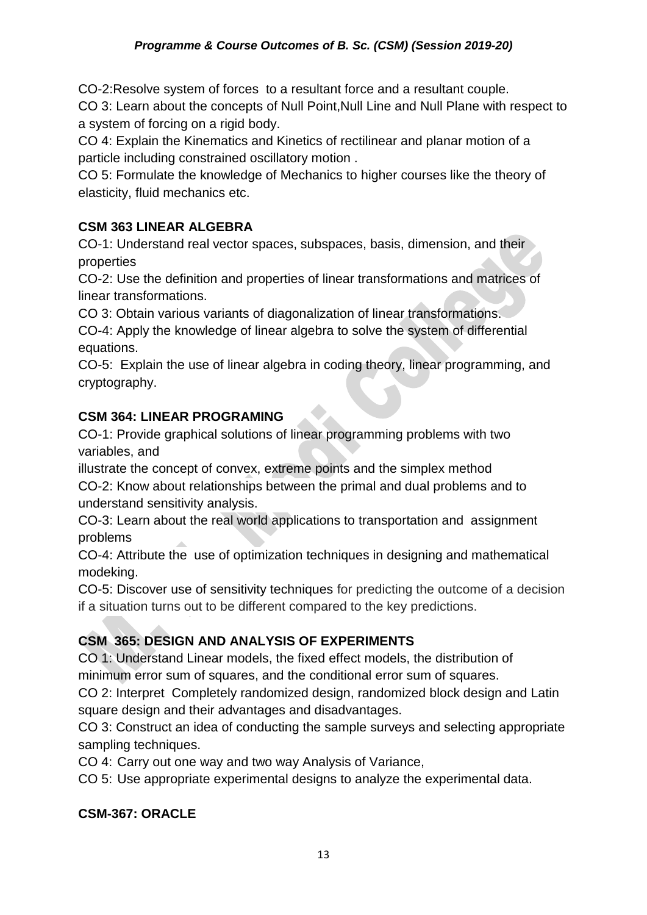CO-2:Resolve system of forces  to a resultant force and a resultant couple.

CO 3: Learn about the concepts of Null Point,Null Line and Null Plane with respect to a system of forcing on a rigid body.

CO 4: Explain the Kinematics and Kinetics of rectilinear and planar motion of a particle including constrained oscillatory motion .

CO 5: Formulate the knowledge of Mechanics to higher courses like the theory of elasticity, fluid mechanics etc.

**CSM 363 LINEAR ALGEBRA**

CO-1: Understand real vector spaces, subspaces, basis, dimension, and their properties

CO-2: Use the definition and properties of linear transformations and matrices of linear transformations.

CO 3: Obtain various variants of diagonalization of linear transformations.

CO-4: Apply the knowledge of linear algebra to solve the system of differential equations.

CO-5:  Explain the use of linear algebra in coding theory, linear programming, and cryptography.

**CSM 364: LINEAR PROGRAMING**

CO-1: Provide graphical solutions of linear programming problems with two variables, and

illustrate the concept of convex, extreme points and the simplex method

CO-2: Know about relationships between the primal and dual problems and to understand sensitivity analysis.

CO-3: Learn about the real world applications to transportation and  assignment problems

CO-4: Attribute the  use of optimization techniques in designing and mathematical modeking.

CO-5: Discover use of sensitivity techniques for predicting the outcome of a decision if a situation turns out to be different compared to the key predictions.

**CSM  365: DESIGN AND ANALYSIS OF EXPERIMENTS**

CO 1: Understand Linear models, the fixed effect models, the distribution of minimum error sum of squares, and the conditional error sum of squares.

CO 2: Interpret  Completely randomized design, randomized block design and Latin square design and their advantages and disadvantages.

CO 3: Construct an idea of conducting the sample surveys and selecting appropriate sampling techniques.

CO 4: Carry out one way and two way Analysis of Variance,

CO 5: Use appropriate experimental designs to analyze the experimental data.

**CSM-367: ORACLE**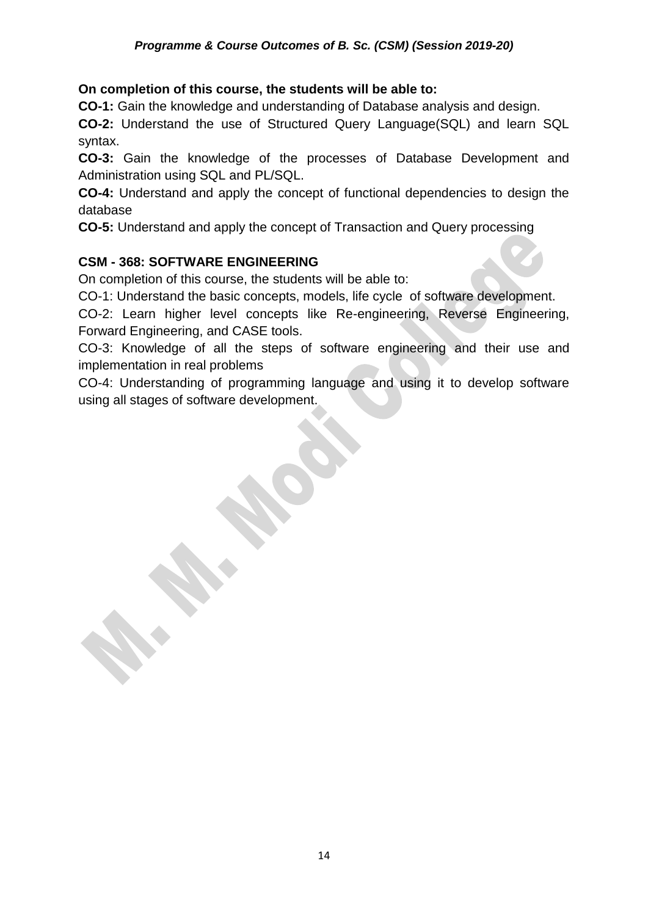**On completion of this course, the students will be able to:**

**CO-1:** Gain the knowledge and understanding of Database analysis and design.

**CO-2:** Understand the use of Structured Query Language(SQL) and learn SQL syntax.

**CO-3:** Gain the knowledge of the processes of Database Development and Administration using SQL and PL/SQL.

**CO-4:** Understand and apply the concept of functional dependencies to design the database

**CO-5:** Understand and apply the concept of Transaction and Query processing

## CSM - 368: SOFTWARE ENGINEERING

On completion of this course, the students will be able to:

CO-1: Understand the basic concepts, models, life cycle of software development.

CO-2: Learn higher level concepts like Re-engineering, Reverse Engineering, Forward Engineering, and CASE tools.

CO-3: Knowledge of all the steps of software engineering and their use and implementation in real problems

CO-4: Understanding of programming language and using it to develop software using all stages of software development.